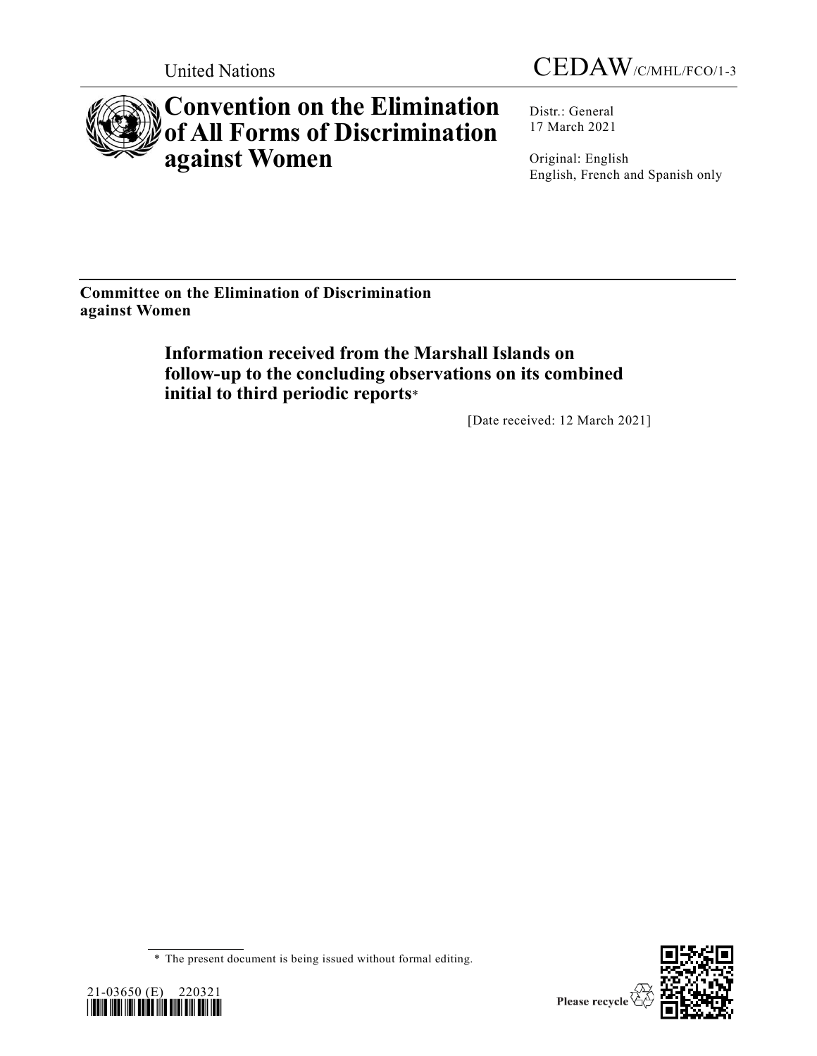United Nations

CEDAW/C/MHL/FCO/1-3

# Convention on the Elimination of All Forms of Discrimination against Women

Distr.: General
17 March 2021

Original: English
English, French and Spanish only

**Committee on the Elimination of Discrimination against Women**

## Information received from the Marshall Islands on follow-up to the concluding observations on its combined initial to third periodic reports*

[Date received: 12 March 2021]

\* The present document is being issued without formal editing.

21-03650 (E) 220321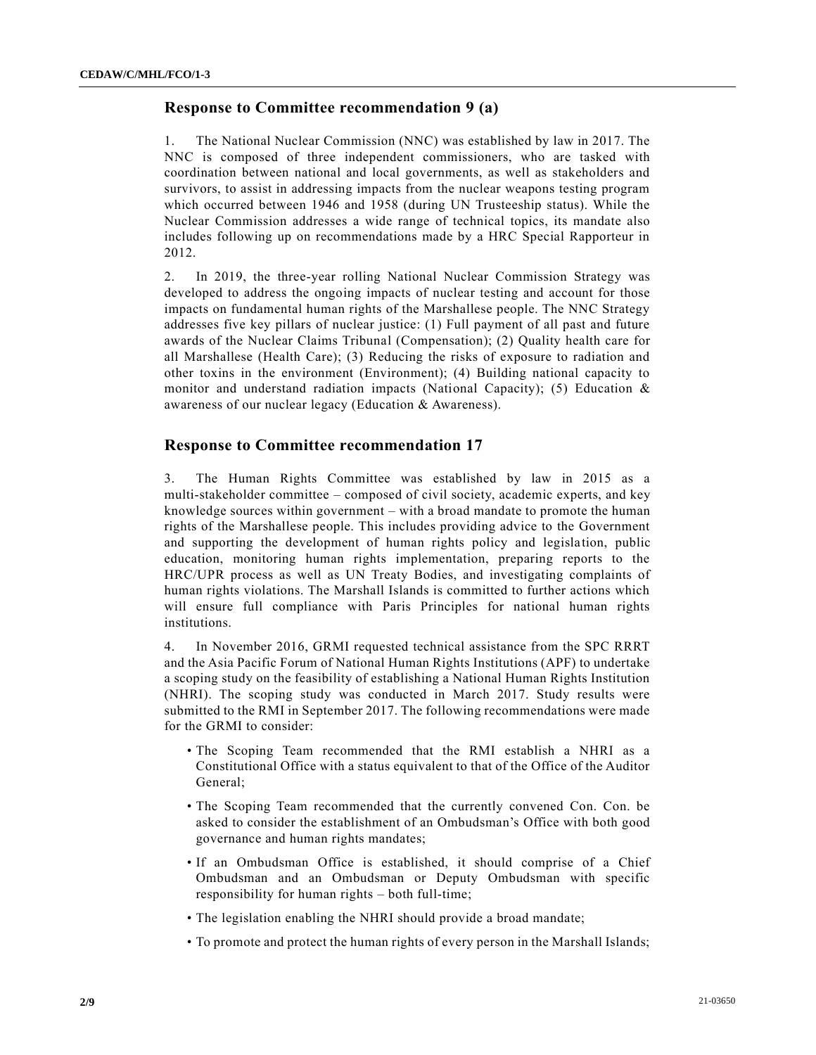## Response to Committee recommendation 9 (a)

1. The National Nuclear Commission (NNC) was established by law in 2017. The NNC is composed of three independent commissioners, who are tasked with coordination between national and local governments, as well as stakeholders and survivors, to assist in addressing impacts from the nuclear weapons testing program which occurred between 1946 and 1958 (during UN Trusteeship status). While the Nuclear Commission addresses a wide range of technical topics, its mandate also includes following up on recommendations made by a HRC Special Rapporteur in 2012.

2. In 2019, the three-year rolling National Nuclear Commission Strategy was developed to address the ongoing impacts of nuclear testing and account for those impacts on fundamental human rights of the Marshallese people. The NNC Strategy addresses five key pillars of nuclear justice: (1) Full payment of all past and future awards of the Nuclear Claims Tribunal (Compensation); (2) Quality health care for all Marshallese (Health Care); (3) Reducing the risks of exposure to radiation and other toxins in the environment (Environment); (4) Building national capacity to monitor and understand radiation impacts (National Capacity); (5) Education & awareness of our nuclear legacy (Education & Awareness).

## Response to Committee recommendation 17

3. The Human Rights Committee was established by law in 2015 as a multi-stakeholder committee – composed of civil society, academic experts, and key knowledge sources within government – with a broad mandate to promote the human rights of the Marshallese people. This includes providing advice to the Government and supporting the development of human rights policy and legislation, public education, monitoring human rights implementation, preparing reports to the HRC/UPR process as well as UN Treaty Bodies, and investigating complaints of human rights violations. The Marshall Islands is committed to further actions which will ensure full compliance with Paris Principles for national human rights institutions.

4. In November 2016, GRMI requested technical assistance from the SPC RRRT and the Asia Pacific Forum of National Human Rights Institutions (APF) to undertake a scoping study on the feasibility of establishing a National Human Rights Institution (NHRI). The scoping study was conducted in March 2017. Study results were submitted to the RMI in September 2017. The following recommendations were made for the GRMI to consider:

- The Scoping Team recommended that the RMI establish a NHRI as a Constitutional Office with a status equivalent to that of the Office of the Auditor General;
- The Scoping Team recommended that the currently convened Con. Con. be asked to consider the establishment of an Ombudsman's Office with both good governance and human rights mandates;
- If an Ombudsman Office is established, it should comprise of a Chief Ombudsman and an Ombudsman or Deputy Ombudsman with specific responsibility for human rights – both full-time;
- The legislation enabling the NHRI should provide a broad mandate;
- To promote and protect the human rights of every person in the Marshall Islands;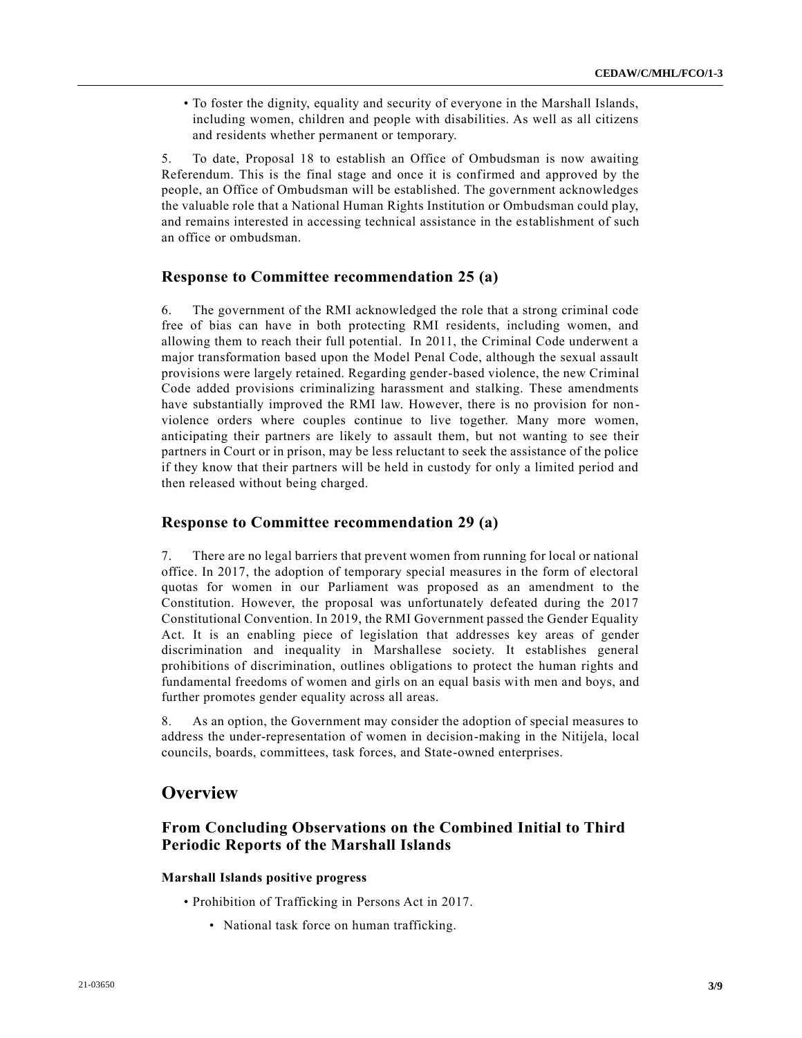- To foster the dignity, equality and security of everyone in the Marshall Islands, including women, children and people with disabilities. As well as all citizens and residents whether permanent or temporary.

5. To date, Proposal 18 to establish an Office of Ombudsman is now awaiting Referendum. This is the final stage and once it is confirmed and approved by the people, an Office of Ombudsman will be established. The government acknowledges the valuable role that a National Human Rights Institution or Ombudsman could play, and remains interested in accessing technical assistance in the establishment of such an office or ombudsman.

### Response to Committee recommendation 25 (a)

6. The government of the RMI acknowledged the role that a strong criminal code free of bias can have in both protecting RMI residents, including women, and allowing them to reach their full potential. In 2011, the Criminal Code underwent a major transformation based upon the Model Penal Code, although the sexual assault provisions were largely retained. Regarding gender-based violence, the new Criminal Code added provisions criminalizing harassment and stalking. These amendments have substantially improved the RMI law. However, there is no provision for non-violence orders where couples continue to live together. Many more women, anticipating their partners are likely to assault them, but not wanting to see their partners in Court or in prison, may be less reluctant to seek the assistance of the police if they know that their partners will be held in custody for only a limited period and then released without being charged.

### Response to Committee recommendation 29 (a)

7. There are no legal barriers that prevent women from running for local or national office. In 2017, the adoption of temporary special measures in the form of electoral quotas for women in our Parliament was proposed as an amendment to the Constitution. However, the proposal was unfortunately defeated during the 2017 Constitutional Convention. In 2019, the RMI Government passed the Gender Equality Act. It is an enabling piece of legislation that addresses key areas of gender discrimination and inequality in Marshallese society. It establishes general prohibitions of discrimination, outlines obligations to protect the human rights and fundamental freedoms of women and girls on an equal basis with men and boys, and further promotes gender equality across all areas.

8. As an option, the Government may consider the adoption of special measures to address the under-representation of women in decision-making in the Nitijela, local councils, boards, committees, task forces, and State-owned enterprises.

## Overview

### From Concluding Observations on the Combined Initial to Third Periodic Reports of the Marshall Islands

#### Marshall Islands positive progress

- Prohibition of Trafficking in Persons Act in 2017.
  - National task force on human trafficking.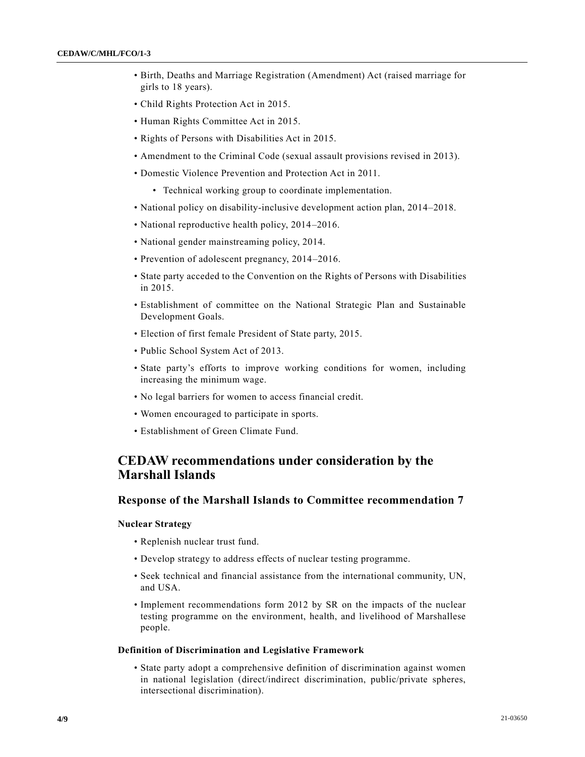- Birth, Deaths and Marriage Registration (Amendment) Act (raised marriage for girls to 18 years).
- Child Rights Protection Act in 2015.
- Human Rights Committee Act in 2015.
- Rights of Persons with Disabilities Act in 2015.
- Amendment to the Criminal Code (sexual assault provisions revised in 2013).
- Domestic Violence Prevention and Protection Act in 2011.
  - Technical working group to coordinate implementation.
- National policy on disability-inclusive development action plan, 2014–2018.
- National reproductive health policy, 2014–2016.
- National gender mainstreaming policy, 2014.
- Prevention of adolescent pregnancy, 2014–2016.
- State party acceded to the Convention on the Rights of Persons with Disabilities in 2015.
- Establishment of committee on the National Strategic Plan and Sustainable Development Goals.
- Election of first female President of State party, 2015.
- Public School System Act of 2013.
- State party's efforts to improve working conditions for women, including increasing the minimum wage.
- No legal barriers for women to access financial credit.
- Women encouraged to participate in sports.
- Establishment of Green Climate Fund.

# CEDAW recommendations under consideration by the Marshall Islands

## Response of the Marshall Islands to Committee recommendation 7

### Nuclear Strategy

- Replenish nuclear trust fund.
- Develop strategy to address effects of nuclear testing programme.
- Seek technical and financial assistance from the international community, UN, and USA.
- Implement recommendations form 2012 by SR on the impacts of the nuclear testing programme on the environment, health, and livelihood of Marshallese people.

### Definition of Discrimination and Legislative Framework

- State party adopt a comprehensive definition of discrimination against women in national legislation (direct/indirect discrimination, public/private spheres, intersectional discrimination).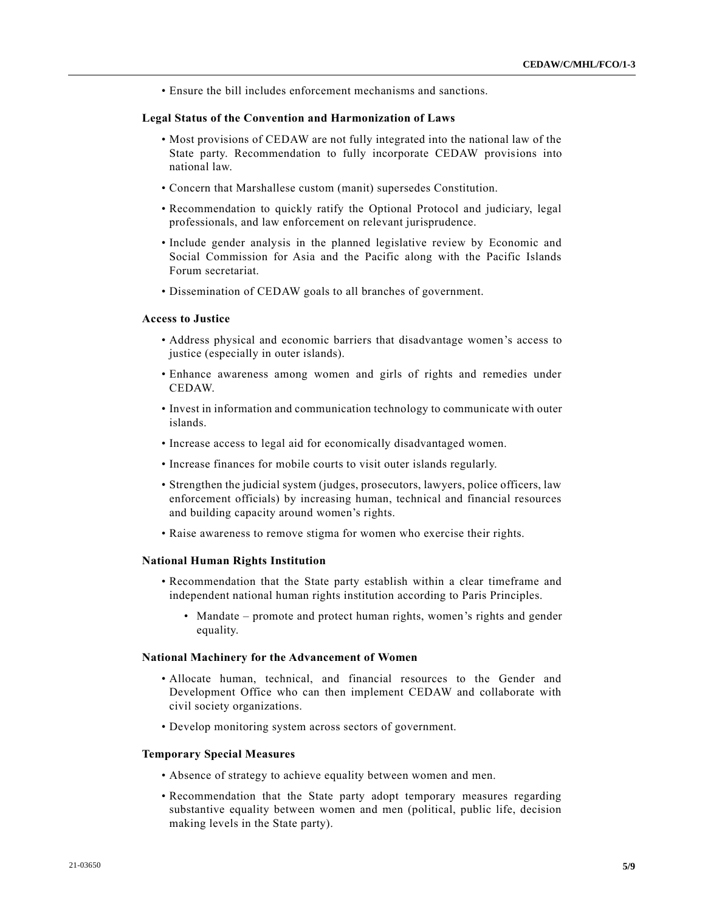- Ensure the bill includes enforcement mechanisms and sanctions.

**Legal Status of the Convention and Harmonization of Laws**

- Most provisions of CEDAW are not fully integrated into the national law of the State party. Recommendation to fully incorporate CEDAW provisions into national law.
- Concern that Marshallese custom (manit) supersedes Constitution.
- Recommendation to quickly ratify the Optional Protocol and judiciary, legal professionals, and law enforcement on relevant jurisprudence.
- Include gender analysis in the planned legislative review by Economic and Social Commission for Asia and the Pacific along with the Pacific Islands Forum secretariat.
- Dissemination of CEDAW goals to all branches of government.

**Access to Justice**

- Address physical and economic barriers that disadvantage women's access to justice (especially in outer islands).
- Enhance awareness among women and girls of rights and remedies under CEDAW.
- Invest in information and communication technology to communicate with outer islands.
- Increase access to legal aid for economically disadvantaged women.
- Increase finances for mobile courts to visit outer islands regularly.
- Strengthen the judicial system (judges, prosecutors, lawyers, police officers, law enforcement officials) by increasing human, technical and financial resources and building capacity around women's rights.
- Raise awareness to remove stigma for women who exercise their rights.

**National Human Rights Institution**

- Recommendation that the State party establish within a clear timeframe and independent national human rights institution according to Paris Principles.
  - Mandate – promote and protect human rights, women's rights and gender equality.

**National Machinery for the Advancement of Women**

- Allocate human, technical, and financial resources to the Gender and Development Office who can then implement CEDAW and collaborate with civil society organizations.
- Develop monitoring system across sectors of government.

**Temporary Special Measures**

- Absence of strategy to achieve equality between women and men.
- Recommendation that the State party adopt temporary measures regarding substantive equality between women and men (political, public life, decision making levels in the State party).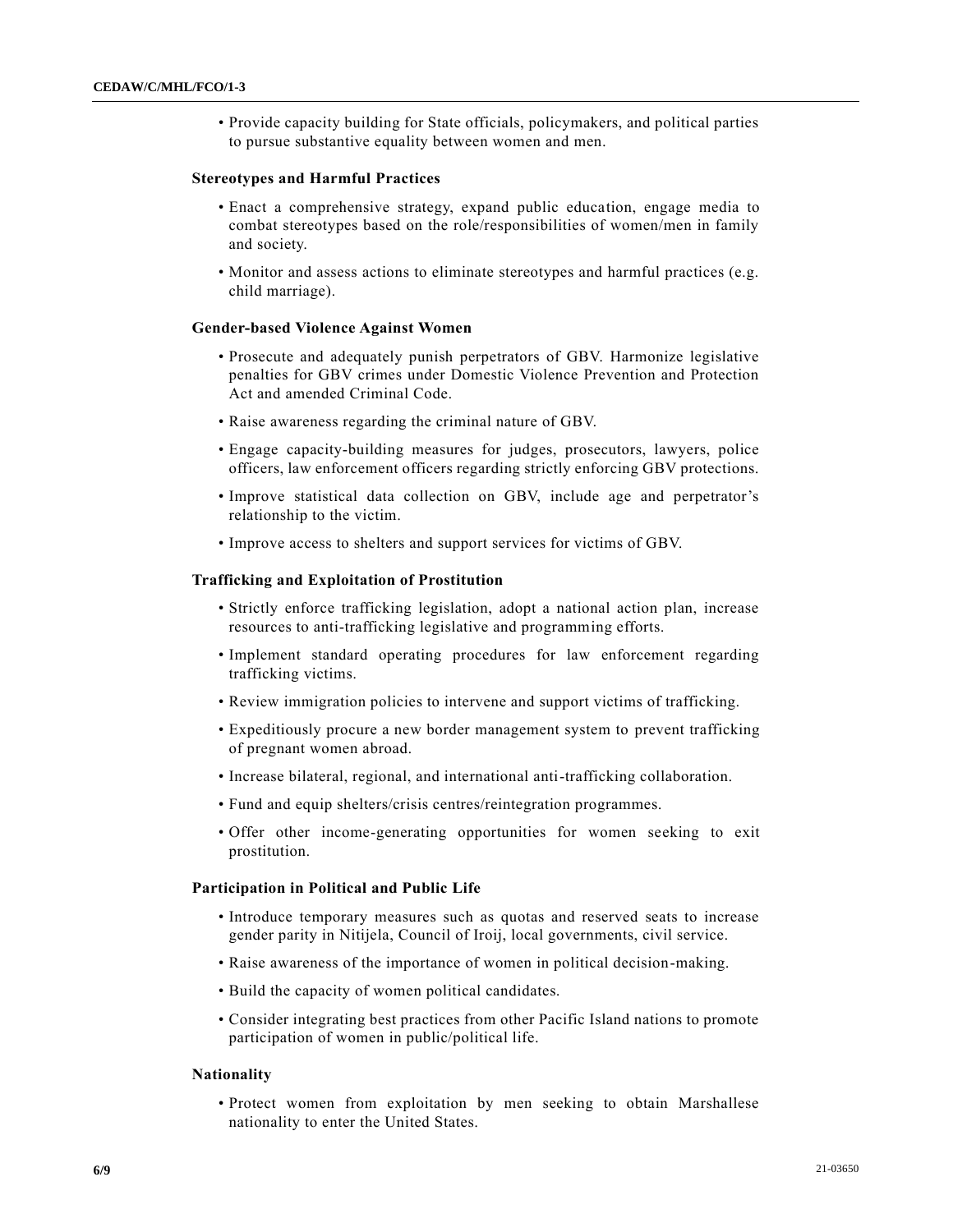- Provide capacity building for State officials, policymakers, and political parties to pursue substantive equality between women and men.

**Stereotypes and Harmful Practices**

- Enact a comprehensive strategy, expand public education, engage media to combat stereotypes based on the role/responsibilities of women/men in family and society.
- Monitor and assess actions to eliminate stereotypes and harmful practices (e.g. child marriage).

**Gender-based Violence Against Women**

- Prosecute and adequately punish perpetrators of GBV. Harmonize legislative penalties for GBV crimes under Domestic Violence Prevention and Protection Act and amended Criminal Code.
- Raise awareness regarding the criminal nature of GBV.
- Engage capacity-building measures for judges, prosecutors, lawyers, police officers, law enforcement officers regarding strictly enforcing GBV protections.
- Improve statistical data collection on GBV, include age and perpetrator's relationship to the victim.
- Improve access to shelters and support services for victims of GBV.

**Trafficking and Exploitation of Prostitution**

- Strictly enforce trafficking legislation, adopt a national action plan, increase resources to anti-trafficking legislative and programming efforts.
- Implement standard operating procedures for law enforcement regarding trafficking victims.
- Review immigration policies to intervene and support victims of trafficking.
- Expeditiously procure a new border management system to prevent trafficking of pregnant women abroad.
- Increase bilateral, regional, and international anti-trafficking collaboration.
- Fund and equip shelters/crisis centres/reintegration programmes.
- Offer other income-generating opportunities for women seeking to exit prostitution.

**Participation in Political and Public Life**

- Introduce temporary measures such as quotas and reserved seats to increase gender parity in Nitijela, Council of Iroij, local governments, civil service.
- Raise awareness of the importance of women in political decision-making.
- Build the capacity of women political candidates.
- Consider integrating best practices from other Pacific Island nations to promote participation of women in public/political life.

**Nationality**

- Protect women from exploitation by men seeking to obtain Marshallese nationality to enter the United States.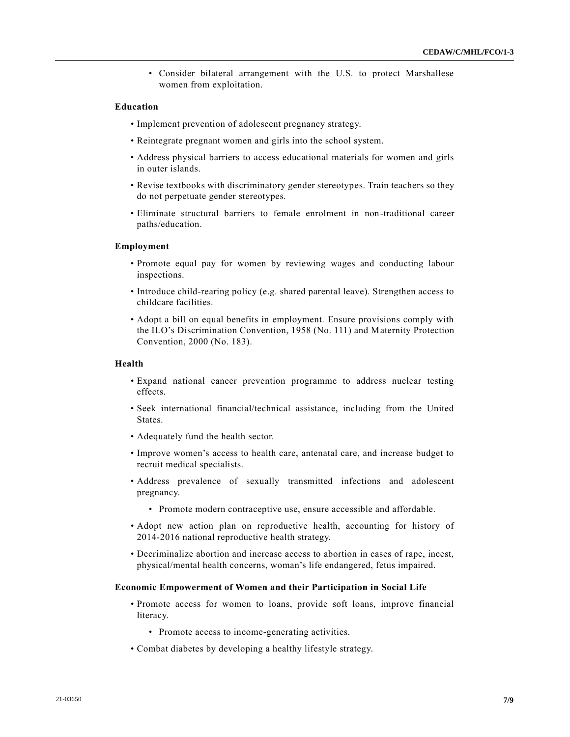- Consider bilateral arrangement with the U.S. to protect Marshallese women from exploitation.

**Education**

- Implement prevention of adolescent pregnancy strategy.
- Reintegrate pregnant women and girls into the school system.
- Address physical barriers to access educational materials for women and girls in outer islands.
- Revise textbooks with discriminatory gender stereotypes. Train teachers so they do not perpetuate gender stereotypes.
- Eliminate structural barriers to female enrolment in non-traditional career paths/education.

**Employment**

- Promote equal pay for women by reviewing wages and conducting labour inspections.
- Introduce child-rearing policy (e.g. shared parental leave). Strengthen access to childcare facilities.
- Adopt a bill on equal benefits in employment. Ensure provisions comply with the ILO's Discrimination Convention, 1958 (No. 111) and Maternity Protection Convention, 2000 (No. 183).

**Health**

- Expand national cancer prevention programme to address nuclear testing effects.
- Seek international financial/technical assistance, including from the United States.
- Adequately fund the health sector.
- Improve women's access to health care, antenatal care, and increase budget to recruit medical specialists.
- Address prevalence of sexually transmitted infections and adolescent pregnancy.
  - Promote modern contraceptive use, ensure accessible and affordable.
- Adopt new action plan on reproductive health, accounting for history of 2014-2016 national reproductive health strategy.
- Decriminalize abortion and increase access to abortion in cases of rape, incest, physical/mental health concerns, woman's life endangered, fetus impaired.

**Economic Empowerment of Women and their Participation in Social Life**

- Promote access for women to loans, provide soft loans, improve financial literacy.
  - Promote access to income-generating activities.
- Combat diabetes by developing a healthy lifestyle strategy.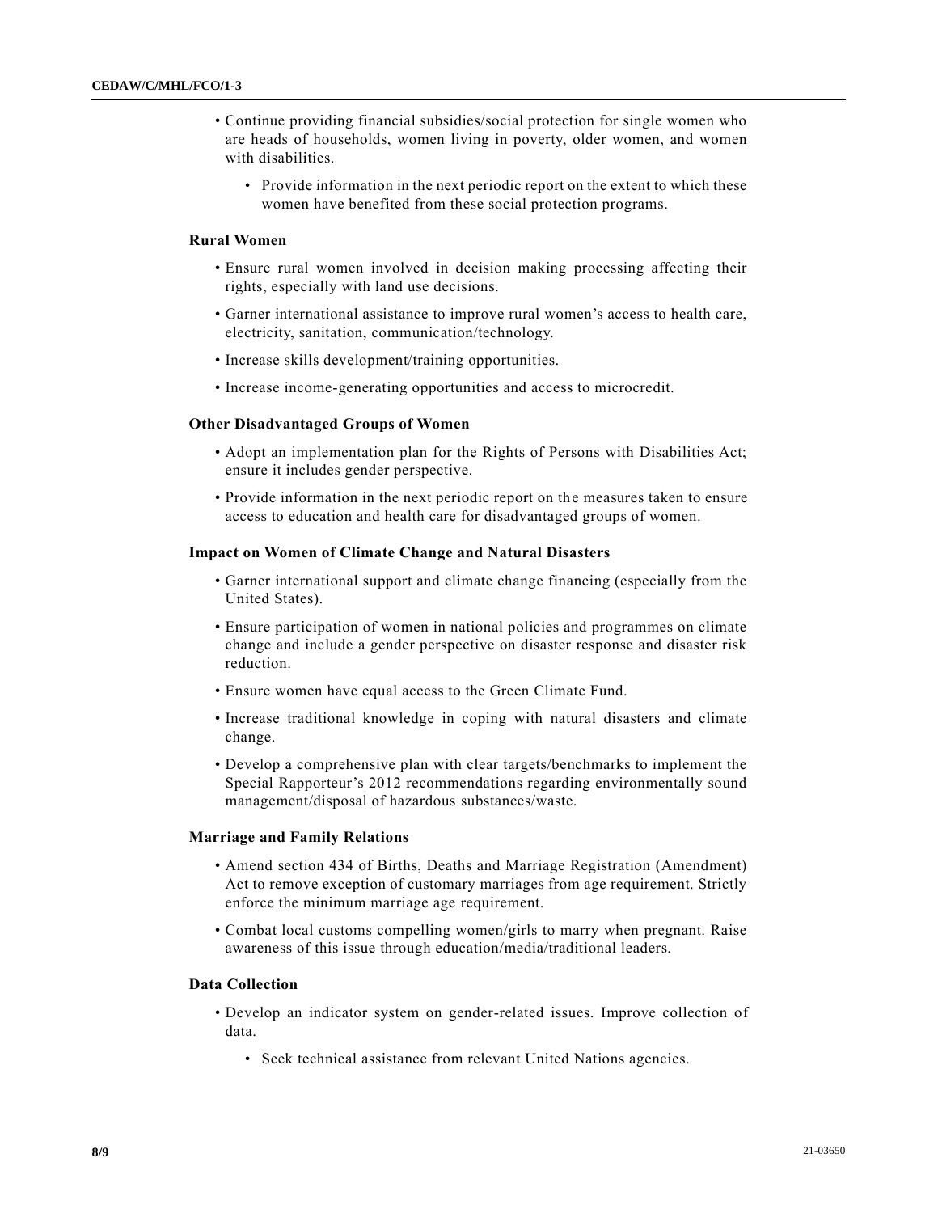- Continue providing financial subsidies/social protection for single women who are heads of households, women living in poverty, older women, and women with disabilities.
  - Provide information in the next periodic report on the extent to which these women have benefited from these social protection programs.

### Rural Women

- Ensure rural women involved in decision making processing affecting their rights, especially with land use decisions.
- Garner international assistance to improve rural women's access to health care, electricity, sanitation, communication/technology.
- Increase skills development/training opportunities.
- Increase income-generating opportunities and access to microcredit.

### Other Disadvantaged Groups of Women

- Adopt an implementation plan for the Rights of Persons with Disabilities Act; ensure it includes gender perspective.
- Provide information in the next periodic report on the measures taken to ensure access to education and health care for disadvantaged groups of women.

### Impact on Women of Climate Change and Natural Disasters

- Garner international support and climate change financing (especially from the United States).
- Ensure participation of women in national policies and programmes on climate change and include a gender perspective on disaster response and disaster risk reduction.
- Ensure women have equal access to the Green Climate Fund.
- Increase traditional knowledge in coping with natural disasters and climate change.
- Develop a comprehensive plan with clear targets/benchmarks to implement the Special Rapporteur's 2012 recommendations regarding environmentally sound management/disposal of hazardous substances/waste.

### Marriage and Family Relations

- Amend section 434 of Births, Deaths and Marriage Registration (Amendment) Act to remove exception of customary marriages from age requirement. Strictly enforce the minimum marriage age requirement.
- Combat local customs compelling women/girls to marry when pregnant. Raise awareness of this issue through education/media/traditional leaders.

### Data Collection

- Develop an indicator system on gender-related issues. Improve collection of data.
  - Seek technical assistance from relevant United Nations agencies.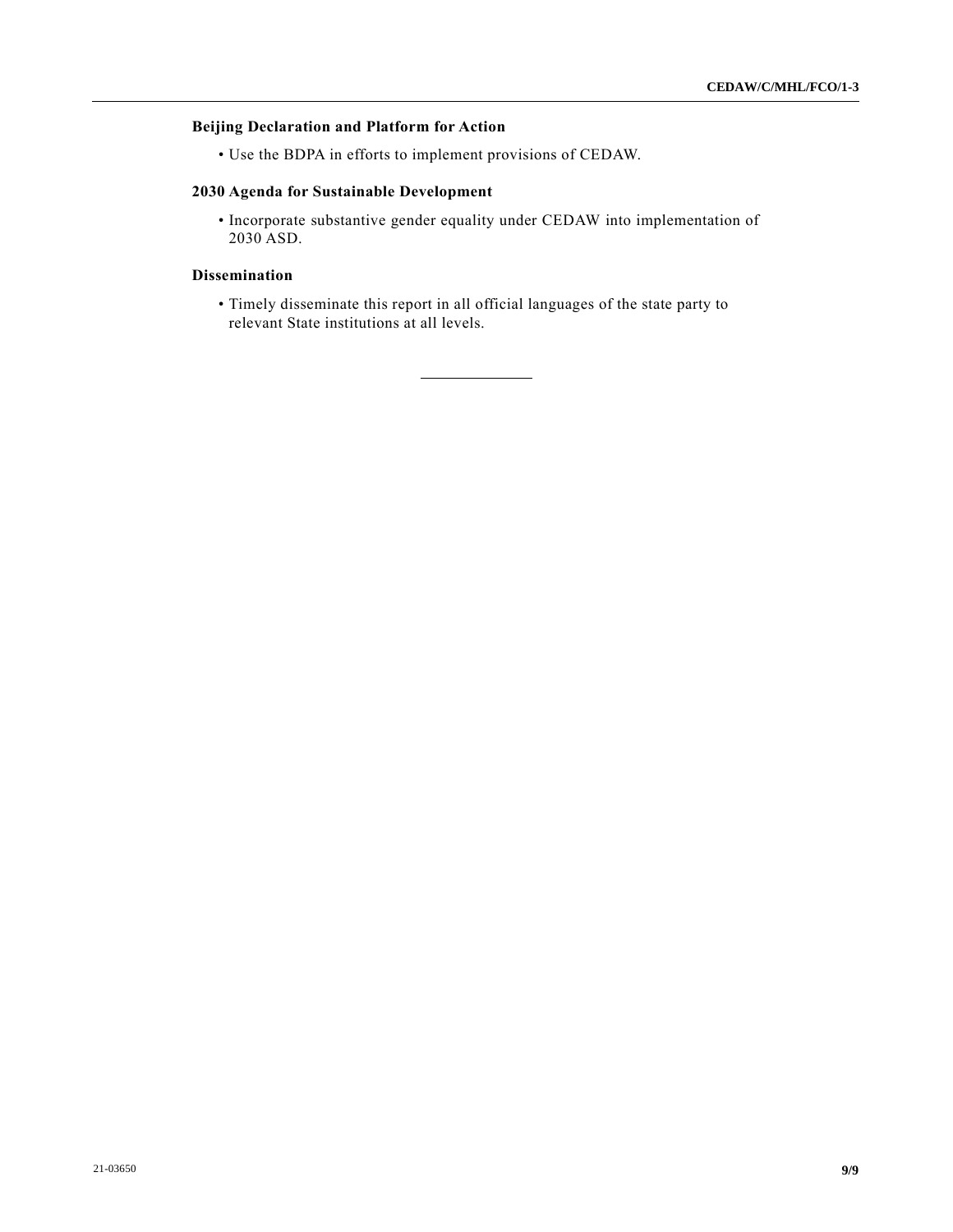### Beijing Declaration and Platform for Action

- Use the BDPA in efforts to implement provisions of CEDAW.

### 2030 Agenda for Sustainable Development

- Incorporate substantive gender equality under CEDAW into implementation of 2030 ASD.

### Dissemination

- Timely disseminate this report in all official languages of the state party to relevant State institutions at all levels.